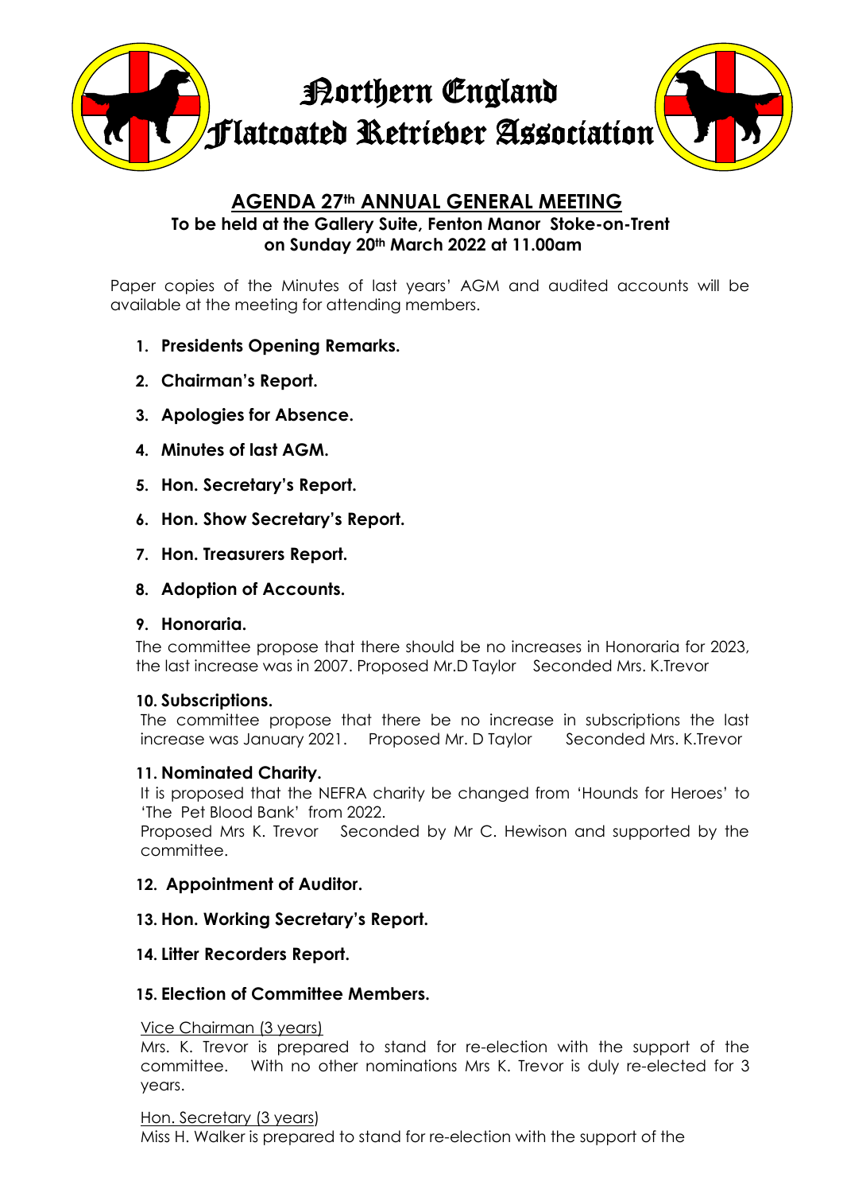# Northern England Flatcoated Retriever Association

## AGENDA 27th ANNUAL GENERAL MEETING

**To be held at the Gallery Suite, Fenton Manor Stoke-on-Trent on Sunday 20th March 2022 at 11.00am**

Paper copies of the Minutes of last years' AGM and audited accounts will be available at the meeting for attending members.

1. **Presidents Opening Remarks.**
2. **Chairman's Report.**
3. **Apologies for Absence.**
4. **Minutes of last AGM.**
5. **Hon. Secretary's Report.**
6. **Hon. Show Secretary's Report.**
7. **Hon. Treasurers Report.**
8. **Adoption of Accounts.**
9. **Honoraria.**

   The committee propose that there should be no increases in Honoraria for 2023, the last increase was in 2007. Proposed Mr.D Taylor Seconded Mrs. K.Trevor

10. **Subscriptions.**

    The committee propose that there be no increase in subscriptions the last increase was January 2021. Proposed Mr. D Taylor Seconded Mrs. K.Trevor

11. **Nominated Charity.**

    It is proposed that the NEFRA charity be changed from 'Hounds for Heroes' to 'The Pet Blood Bank' from 2022.

    Proposed Mrs K. Trevor Seconded by Mr C. Hewison and supported by the committee.

12. **Appointment of Auditor.**
13. **Hon. Working Secretary's Report.**
14. **Litter Recorders Report.**
15. **Election of Committee Members.**

    Vice Chairman (3 years)

    Mrs. K. Trevor is prepared to stand for re-election with the support of the committee. With no other nominations Mrs K. Trevor is duly re-elected for 3 years.

    Hon. Secretary (3 years)

    Miss H. Walker is prepared to stand for re-election with the support of the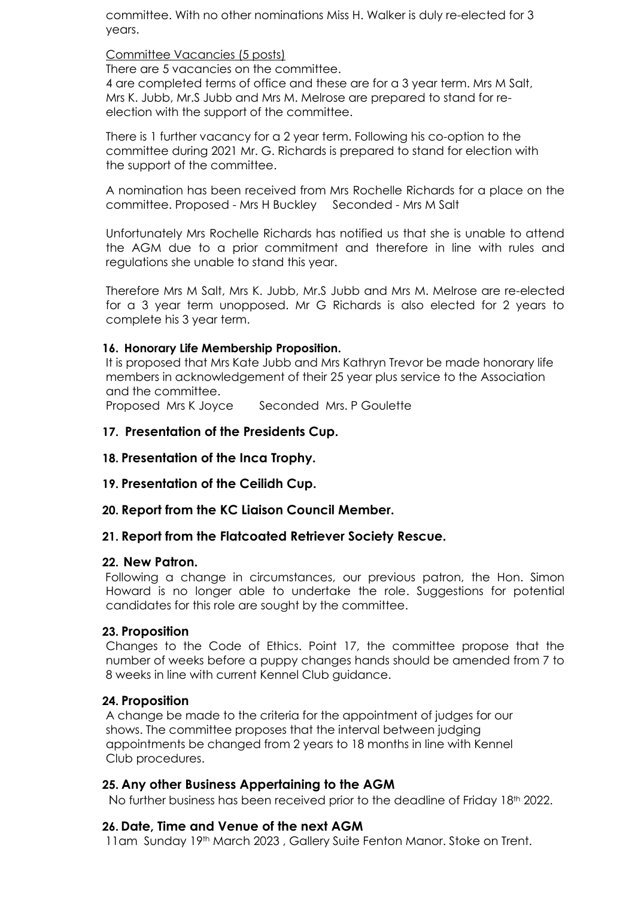committee. With no other nominations Miss H. Walker is duly re-elected for 3 years.

Committee Vacancies (5 posts)

There are 5 vacancies on the committee.

4 are completed terms of office and these are for a 3 year term. Mrs M Salt, Mrs K. Jubb, Mr.S Jubb and Mrs M. Melrose are prepared to stand for re-election with the support of the committee.

There is 1 further vacancy for a 2 year term. Following his co-option to the committee during 2021 Mr. G. Richards is prepared to stand for election with the support of the committee.

A nomination has been received from Mrs Rochelle Richards for a place on the committee. Proposed - Mrs H Buckley    Seconded - Mrs M Salt

Unfortunately Mrs Rochelle Richards has notified us that she is unable to attend the AGM due to a prior commitment and therefore in line with rules and regulations she unable to stand this year.

Therefore Mrs M Salt, Mrs K. Jubb, Mr.S Jubb and Mrs M. Melrose are re-elected for a 3 year term unopposed. Mr G Richards is also elected for 2 years to complete his 3 year term.

**16. Honorary Life Membership Proposition.**

It is proposed that Mrs Kate Jubb and Mrs Kathryn Trevor be made honorary life members in acknowledgement of their 25 year plus service to the Association and the committee.

Proposed Mrs K Joyce    Seconded Mrs. P Goulette

**17. Presentation of the Presidents Cup.**

**18. Presentation of the Inca Trophy.**

**19. Presentation of the Ceilidh Cup.**

**20. Report from the KC Liaison Council Member.**

**21. Report from the Flatcoated Retriever Society Rescue.**

**22. New Patron.**

Following a change in circumstances, our previous patron, the Hon. Simon Howard is no longer able to undertake the role. Suggestions for potential candidates for this role are sought by the committee.

**23. Proposition**

Changes to the Code of Ethics. Point 17, the committee propose that the number of weeks before a puppy changes hands should be amended from 7 to 8 weeks in line with current Kennel Club guidance.

**24. Proposition**

A change be made to the criteria for the appointment of judges for our shows. The committee proposes that the interval between judging appointments be changed from 2 years to 18 months in line with Kennel Club procedures.

**25. Any other Business Appertaining to the AGM**

No further business has been received prior to the deadline of Friday 18th 2022.

**26. Date, Time and Venue of the next AGM**

11am Sunday 19th March 2023 , Gallery Suite Fenton Manor. Stoke on Trent.